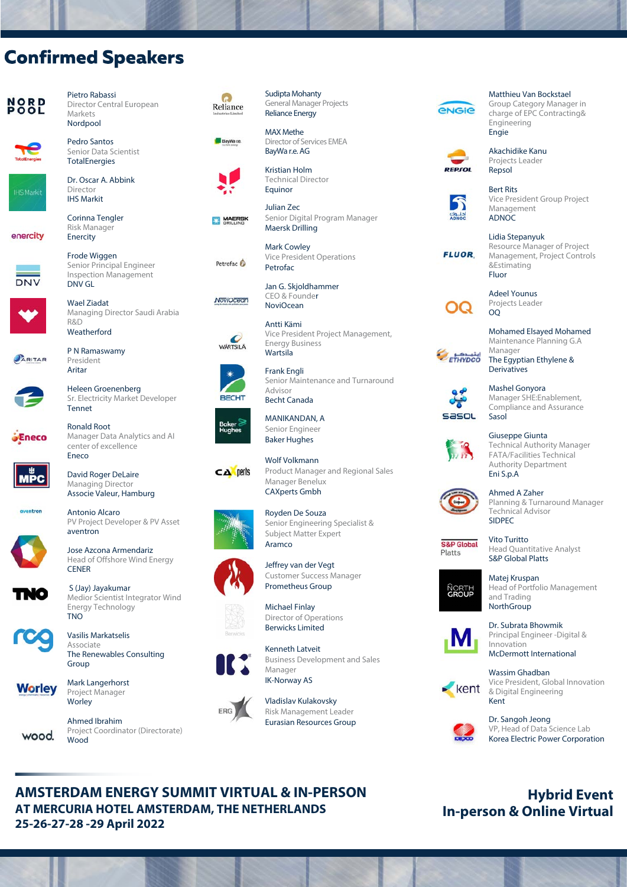# Confirmed Speakers

Pietro Rabassi
Director Central European Markets
Nordpool

Pedro Santos
Senior Data Scientist
TotalEnergies

Dr. Oscar A. Abbink
Director
IHS Markit

Corinna Tengler
Risk Manager
Enercity

Frode Wiggen
Senior Principal Engineer Inspection Management
DNV GL

Wael Ziadat
Managing Director Saudi Arabia R&D
Weatherford

P N Ramaswamy
President
Aritar

Heleen Groenenberg
Sr. Electricity Market Developer
Tennet

Ronald Root
Manager Data Analytics and AI center of excellence
Eneco

David Roger DeLaire
Managing Director
Associe Valeur, Hamburg

Antonio Alcaro
PV Project Developer & PV Asset
aventron

Jose Azcona Armendariz
Head of Offshore Wind Energy
CENER

S (Jay) Jayakumar
Medior Scientist Integrator Wind Energy Technology
TNO

Vasilis Markatselis
Associate
The Renewables Consulting Group

Mark Langerhorst
Project Manager
Worley

Ahmed Ibrahim
Project Coordinator (Directorate)
Wood

Sudipta Mohanty
General Manager Projects
Reliance Energy

MAX Methe
Director of Services EMEA
BayWa r.e. AG

Kristian Holm
Technical Director
Equinor

Julian Zec
Senior Digital Program Manager
Maersk Drilling

Mark Cowley
Vice President Operations
Petrofac

Jan G. Skjoldhammer
CEO & Founder
NoviOcean

Antti Kämi
Vice President Project Management, Energy Business
Wartsila

Frank Engli
Senior Maintenance and Turnaround Advisor
Becht Canada

MANIKANDAN, A
Senior Engineer
Baker Hughes

Wolf Volkmann
Product Manager and Regional Sales Manager Benelux
CAXperts Gmbh

Royden De Souza
Senior Engineering Specialist & Subject Matter Expert
Aramco

Jeffrey van der Vegt
Customer Success Manager
Prometheus Group

Michael Finlay
Director of Operations
Berwicks Limited

Kenneth Latveit
Business Development and Sales Manager
IK-Norway AS

Vladislav Kulakovsky
Risk Management Leader
Eurasian Resources Group

Matthieu Van Bockstael
Group Category Manager in charge of EPC Contracting& Engineering
Engie

Akachidike Kanu
Projects Leader
Repsol

Bert Rits
Vice President Group Project Management
ADNOC

Lidia Stepanyuk
Resource Manager of Project Management, Project Controls &Estimating
Fluor

Adeel Younus
Projects Leader
OQ

Mohamed Elsayed Mohamed
Maintenance Planning G.A Manager
The Egyptian Ethylene & Derivatives

Mashel Gonyora
Manager SHE:Enablement, Compliance and Assurance
Sasol

Giuseppe Giunta
Technical Authority Manager FATA/Facilities Technical Authority Department
Eni S.p.A

Ahmed A Zaher
Planning & Turnaround Manager Technical Advisor
SIDPEC

Vito Turitto
Head Quantitative Analyst
S&P Global Platts

Matej Kruspan
Head of Portfolio Management and Trading
NorthGroup

Dr. Subrata Bhowmik
Principal Engineer -Digital & Innovation
McDermott International

Wassim Ghadban
Vice President, Global Innovation & Digital Engineering
Kent

Dr. Sangoh Jeong
VP, Head of Data Science Lab
Korea Electric Power Corporation

**AMSTERDAM ENERGY SUMMIT VIRTUAL & IN-PERSON**
**AT MERCURIA HOTEL AMSTERDAM, THE NETHERLANDS**
**25-26-27-28 -29 April 2022**

**Hybrid Event**
**In-person & Online Virtual**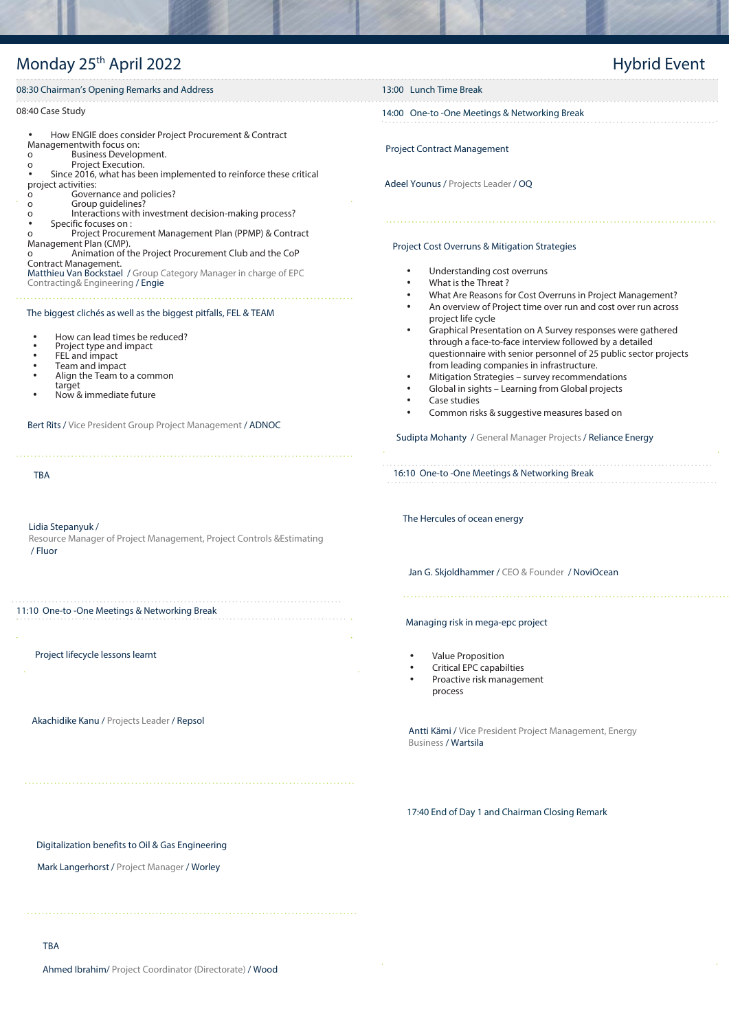## Monday 25th April 2022

**Hybrid Event**

08:30 Chairman's Opening Remarks and Address

08:40 Case Study

- How ENGIE does consider Project Procurement & Contract Managementwith focus on:
  - Business Development.
  - Project Execution.
- Since 2016, what has been implemented to reinforce these critical project activities:
  - Governance and policies?
  - Group guidelines?
  - Interactions with investment decision-making process?
- Specific focuses on :
  - Project Procurement Management Plan (PPMP) & Contract Management Plan (CMP).
  - Animation of the Project Procurement Club and the CoP Contract Management.

Matthieu Van Bockstael / Group Category Manager in charge of EPC Contracting& Engineering / Engie

The biggest clichés as well as the biggest pitfalls, FEL & TEAM

- How can lead times be reduced?
- Project type and impact
- FEL and impact
- Team and impact
- Align the Team to a common target
- Now & immediate future

Bert Rits / Vice President Group Project Management / ADNOC

TBA

Lidia Stepanyuk / Resource Manager of Project Management, Project Controls &Estimating / Fluor

11:10 One-to -One Meetings & Networking Break

Project lifecycle lessons learnt

Akachidike Kanu / Projects Leader / Repsol

Digitalization benefits to Oil & Gas Engineering

Mark Langerhorst / Project Manager / Worley

TBA

Ahmed Ibrahim/ Project Coordinator (Directorate) / Wood

13:00 Lunch Time Break

14:00 One-to -One Meetings & Networking Break

Project Contract Management

Adeel Younus / Projects Leader / OQ

Project Cost Overruns & Mitigation Strategies

- Understanding cost overruns
- What is the Threat ?
- What Are Reasons for Cost Overruns in Project Management?
- An overview of Project time over run and cost over run across project life cycle
- Graphical Presentation on A Survey responses were gathered through a face-to-face interview followed by a detailed questionnaire with senior personnel of 25 public sector projects from leading companies in infrastructure.
- Mitigation Strategies – survey recommendations
- Global in sights – Learning from Global projects
- Case studies
- Common risks & suggestive measures based on

Sudipta Mohanty / General Manager Projects / Reliance Energy

16:10 One-to -One Meetings & Networking Break

The Hercules of ocean energy

Jan G. Skjoldhammer / CEO & Founder / NoviOcean

Managing risk in mega-epc project

- Value Proposition
- Critical EPC capabilties
- Proactive risk management process

Antti Kämi / Vice President Project Management, Energy Business / Wartsila

17:40 End of Day 1 and Chairman Closing Remark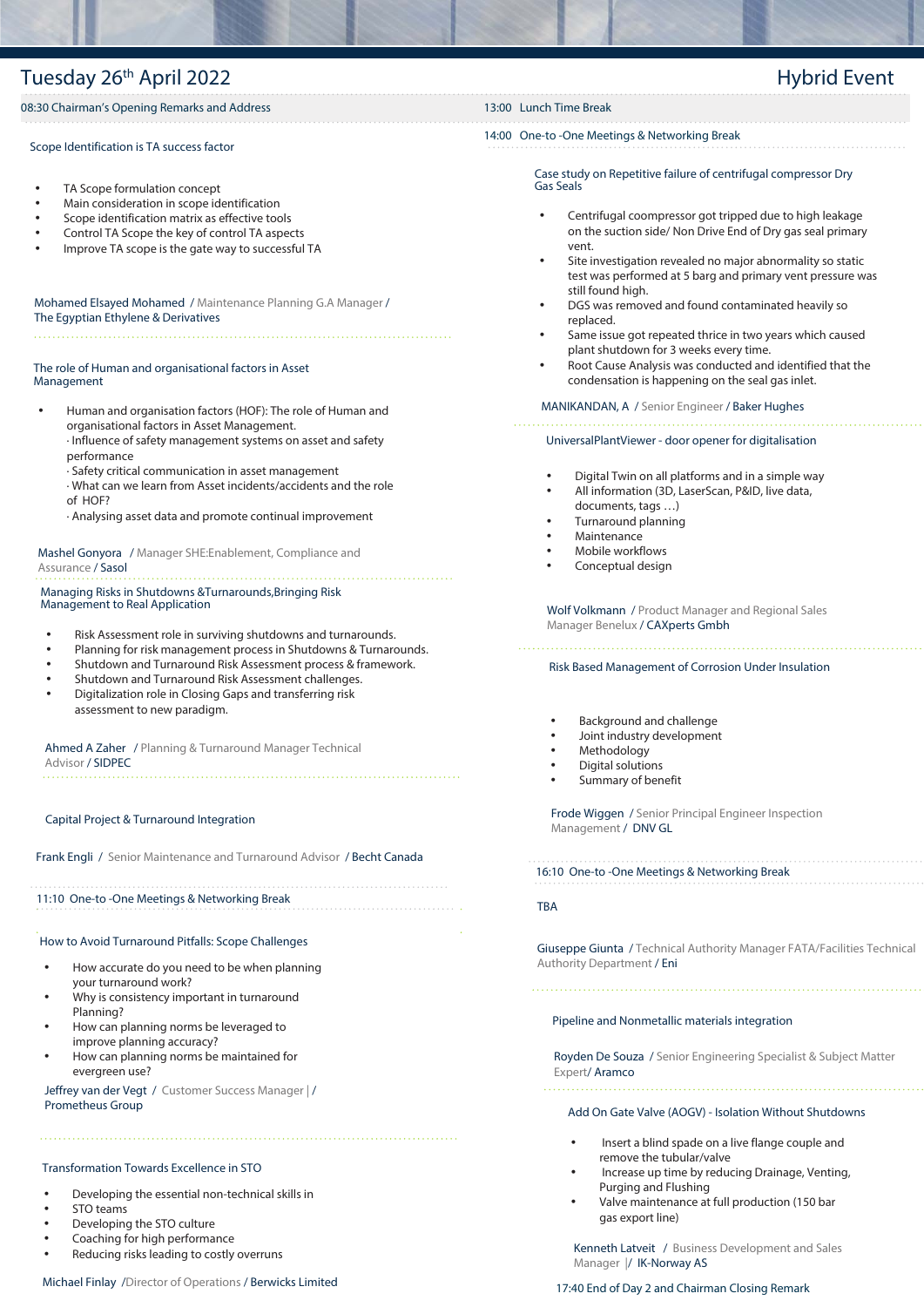# Tuesday 26th April 2022

**Hybrid Event**

08:30 Chairman's Opening Remarks and Address

### Scope Identification is TA success factor

- TA Scope formulation concept
- Main consideration in scope identification
- Scope identification matrix as effective tools
- Control TA Scope the key of control TA aspects
- Improve TA scope is the gate way to successful TA

Mohamed Elsayed Mohamed / Maintenance Planning G.A Manager / The Egyptian Ethylene & Derivatives

### The role of Human and organisational factors in Asset Management

- Human and organisation factors (HOF): The role of Human and organisational factors in Asset Management.
  · Influence of safety management systems on asset and safety performance
  · Safety critical communication in asset management
  · What can we learn from Asset incidents/accidents and the role of HOF?
  · Analysing asset data and promote continual improvement

Mashel Gonyora / Manager SHE:Enablement, Compliance and Assurance / Sasol

### Managing Risks in Shutdowns &Turnarounds,Bringing Risk Management to Real Application

- Risk Assessment role in surviving shutdowns and turnarounds.
- Planning for risk management process in Shutdowns & Turnarounds.
- Shutdown and Turnaround Risk Assessment process & framework.
- Shutdown and Turnaround Risk Assessment challenges.
- Digitalization role in Closing Gaps and transferring risk assessment to new paradigm.

Ahmed A Zaher / Planning & Turnaround Manager Technical Advisor / SIDPEC

### Capital Project & Turnaround Integration

Frank Engli / Senior Maintenance and Turnaround Advisor / Becht Canada

11:10 One-to -One Meetings & Networking Break

### How to Avoid Turnaround Pitfalls: Scope Challenges

- How accurate do you need to be when planning your turnaround work?
- Why is consistency important in turnaround Planning?
- How can planning norms be leveraged to improve planning accuracy?
- How can planning norms be maintained for evergreen use?

Jeffrey van der Vegt / Customer Success Manager | / Prometheus Group

### Transformation Towards Excellence in STO

- Developing the essential non-technical skills in STO teams
- Developing the STO culture
- Coaching for high performance
- Reducing risks leading to costly overruns

Michael Finlay /Director of Operations / Berwicks Limited

13:00 Lunch Time Break

14:00 One-to -One Meetings & Networking Break

### Case study on Repetitive failure of centrifugal compressor Dry Gas Seals

- Centrifugal coompressor got tripped due to high leakage on the suction side/ Non Drive End of Dry gas seal primary vent.
- Site investigation revealed no major abnormality so static test was performed at 5 barg and primary vent pressure was still found high.
- DGS was removed and found contaminated heavily so replaced.
- Same issue got repeated thrice in two years which caused plant shutdown for 3 weeks every time.
- Root Cause Analysis was conducted and identified that the condensation is happening on the seal gas inlet.

MANIKANDAN, A / Senior Engineer / Baker Hughes

### UniversalPlantViewer - door opener for digitalisation

- Digital Twin on all platforms and in a simple way
- All information (3D, LaserScan, P&ID, live data, documents, tags …)
- Turnaround planning
- Maintenance
- Mobile workflows
- Conceptual design

Wolf Volkmann / Product Manager and Regional Sales Manager Benelux / CAXperts Gmbh

### Risk Based Management of Corrosion Under Insulation

- Background and challenge
- Joint industry development
- Methodology
- Digital solutions
- Summary of benefit

Frode Wiggen / Senior Principal Engineer Inspection Management / DNV GL

16:10 One-to -One Meetings & Networking Break

### TBA

Giuseppe Giunta / Technical Authority Manager FATA/Facilities Technical Authority Department / Eni

### Pipeline and Nonmetallic materials integration

Royden De Souza / Senior Engineering Specialist & Subject Matter Expert/ Aramco

### Add On Gate Valve (AOGV) - Isolation Without Shutdowns

- Insert a blind spade on a live flange couple and remove the tubular/valve
- Increase up time by reducing Drainage, Venting, Purging and Flushing
- Valve maintenance at full production (150 bar gas export line)

Kenneth Latveit / Business Development and Sales Manager |/ IK-Norway AS

17:40 End of Day 2 and Chairman Closing Remark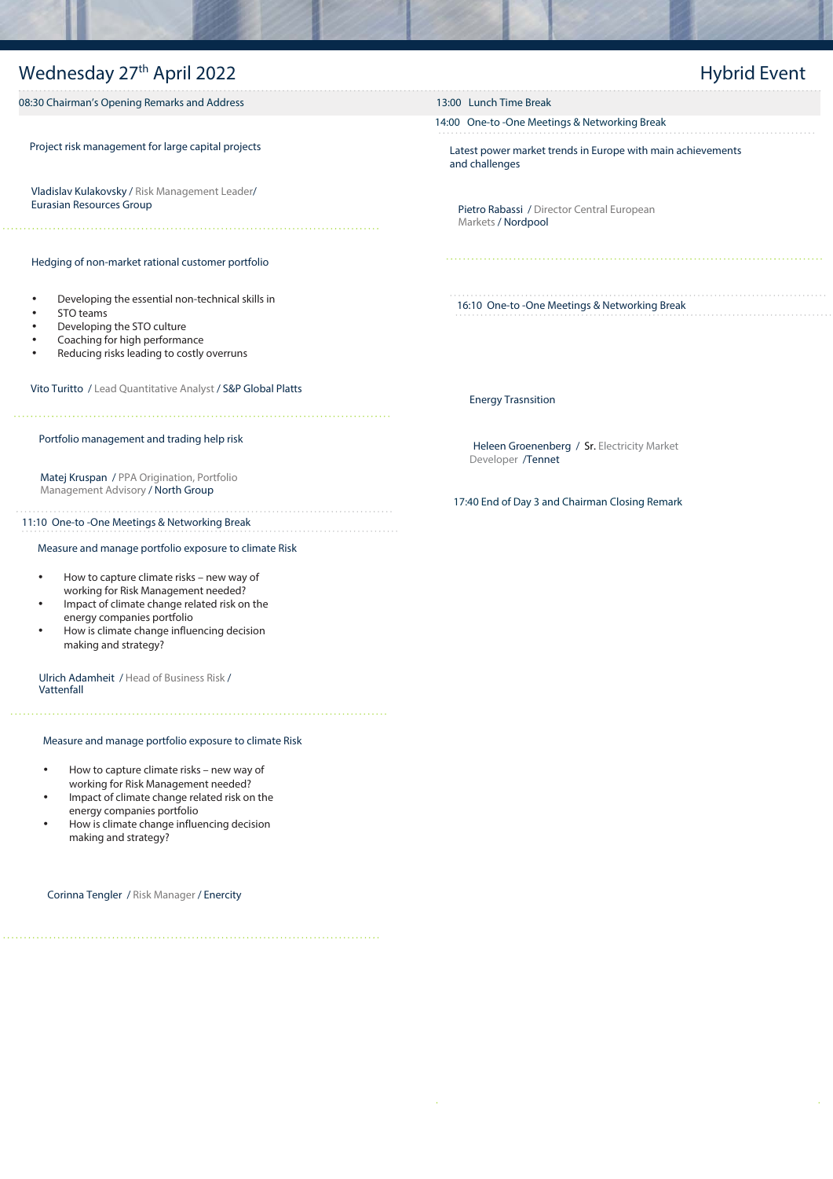# Wednesday 27th April 2022

## Hybrid Event

08:30 Chairman's Opening Remarks and Address

**Project risk management for large capital projects**

Vladislav Kulakovsky / Risk Management Leader/ Eurasian Resources Group

**Hedging of non-market rational customer portfolio**

- Developing the essential non-technical skills in STO teams
- Developing the STO culture
- Coaching for high performance
- Reducing risks leading to costly overruns

Vito Turitto / Lead Quantitative Analyst / S&P Global Platts

**Portfolio management and trading help risk**

Matej Kruspan / PPA Origination, Portfolio Management Advisory / North Group

11:10 One-to -One Meetings & Networking Break

**Measure and manage portfolio exposure to climate Risk**

- How to capture climate risks – new way of working for Risk Management needed?
- Impact of climate change related risk on the energy companies portfolio
- How is climate change influencing decision making and strategy?

Ulrich Adamheit / Head of Business Risk / Vattenfall

**Measure and manage portfolio exposure to climate Risk**

- How to capture climate risks – new way of working for Risk Management needed?
- Impact of climate change related risk on the energy companies portfolio
- How is climate change influencing decision making and strategy?

Corinna Tengler / Risk Manager / Enercity

13:00 Lunch Time Break

14:00 One-to -One Meetings & Networking Break

**Latest power market trends in Europe with main achievements and challenges**

Pietro Rabassi / Director Central European Markets / Nordpool

16:10 One-to -One Meetings & Networking Break

**Energy Trasnsition**

Heleen Groenenberg / Sr. Electricity Market Developer /Tennet

17:40 End of Day 3 and Chairman Closing Remark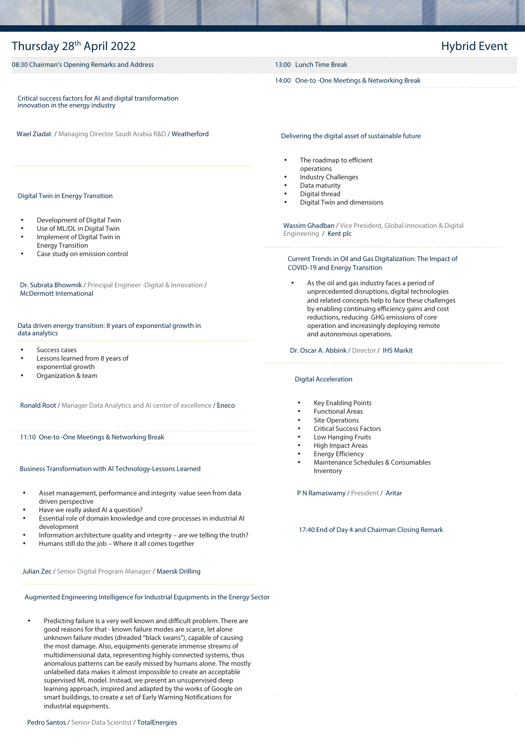# Thursday 28th April 2022

## Hybrid Event

08:30 Chairman's Opening Remarks and Address

### Critical success factors for AI and digital transformation innovation in the energy industry

Wael Ziadat / Managing Director Saudi Arabia R&D / Weatherford

### Digital Twin in Energy Transition

- Development of Digital Twin
- Use of ML/DL in Digital Twin
- Implement of Digital Twin in Energy Transition
- Case study on emission control

Dr. Subrata Bhowmik / Principal Engineer -Digital & Innovation / McDermott International

### Data driven energy transition: 8 years of exponential growth in data analytics

- Success cases
- Lessons learned from 8 years of exponential growth
- Organization & team

Ronald Root / Manager Data Analytics and AI center of excellence / Eneco

11:10 One-to -One Meetings & Networking Break

### Business Transformation with AI Technology-Lessons Learned

- Asset management, performance and integrity -value seen from data driven perspective
- Have we really asked AI a question?
- Essential role of domain knowledge and core processes in industrial AI development
- Information architecture quality and integrity – are we telling the truth?
- Humans still do the job – Where it all comes together

Julian Zec / Senior Digital Program Manager / Maersk Drilling

### Augmented Engineering Intelligence for Industrial Equipments in the Energy Sector

- Predicting failure is a very well known and difficult problem. There are good reasons for that - known failure modes are scarce, let alone unknown failure modes (dreaded "black swans"), capable of causing the most damage. Also, equipments generate immense streams of multidimensional data, representing highly connected systems, thus anomalous patterns can be easily missed by humans alone. The mostly unlabelled data makes it almost impossible to create an acceptable supervised ML model. Instead, we present an unsupervised deep learning approach, inspired and adapted by the works of Google on smart buildings, to create a set of Early Warning Notifications for industrial equipments.

Pedro Santos / Senior Data Scientist / TotalEnergies

13:00 Lunch Time Break

14:00 One-to -One Meetings & Networking Break

### Delivering the digital asset of sustainable future

- The roadmap to efficient operations
- Industry Challenges
- Data maturity
- Digital thread
- Digital Twin and dimensions

Wassim Ghadban / Vice President, Global Innovation & Digital Engineering / Kent plc

### Current Trends in Oil and Gas Digitalization: The Impact of COVID-19 and Energy Transition

- As the oil and gas industry faces a period of unprecedented disruptions, digital technologies and related concepts help to face these challenges by enabling continuing efficiency gains and cost reductions, reducing GHG emissions of core operation and increasingly deploying remote and autonomous operations.

Dr. Oscar A. Abbink / Director / IHS Markit

### Digital Acceleration

- Key Enabling Points
- Functional Areas
- Site Operations
- Critical Success Factors
- Low Hanging Fruits
- High Impact Areas
- Energy Efficiency
- Maintenance Schedules & Consumables Inventory

P N Ramaswamy / President / Aritar

17:40 End of Day 4 and Chairman Closing Remark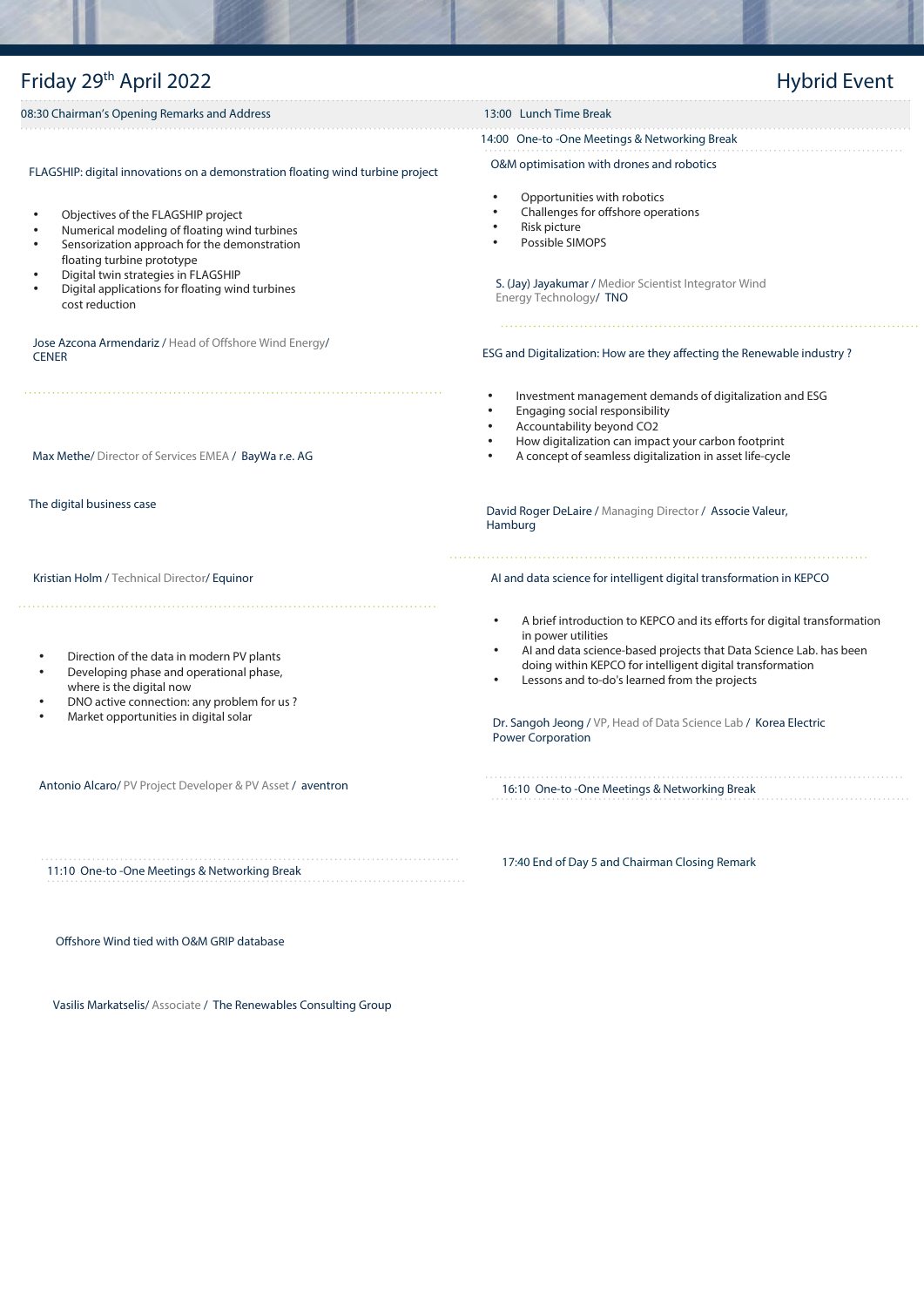## Friday 29th April 2022

**Hybrid Event**

08:30 Chairman's Opening Remarks and Address

### FLAGSHIP: digital innovations on a demonstration floating wind turbine project

- Objectives of the FLAGSHIP project
- Numerical modeling of floating wind turbines
- Sensorization approach for the demonstration floating turbine prototype
- Digital twin strategies in FLAGSHIP
- Digital applications for floating wind turbines cost reduction

Jose Azcona Armendariz / Head of Offshore Wind Energy/ CENER

Max Methe/ Director of Services EMEA / BayWa r.e. AG

### The digital business case

Kristian Holm / Technical Director/ Equinor

- Direction of the data in modern PV plants
- Developing phase and operational phase, where is the digital now
- DNO active connection: any problem for us ?
- Market opportunities in digital solar

Antonio Alcaro/ PV Project Developer & PV Asset / aventron

11:10 One-to -One Meetings & Networking Break

### Offshore Wind tied with O&M GRIP database

Vasilis Markatselis/ Associate / The Renewables Consulting Group

13:00 Lunch Time Break

14:00 One-to -One Meetings & Networking Break

### O&M optimisation with drones and robotics

- Opportunities with robotics
- Challenges for offshore operations
- Risk picture
- Possible SIMOPS

S. (Jay) Jayakumar / Medior Scientist Integrator Wind Energy Technology/ TNO

### ESG and Digitalization: How are they affecting the Renewable industry ?

- Investment management demands of digitalization and ESG
- Engaging social responsibility
- Accountability beyond CO2
- How digitalization can impact your carbon footprint
- A concept of seamless digitalization in asset life-cycle

David Roger DeLaire / Managing Director / Associe Valeur, Hamburg

### AI and data science for intelligent digital transformation in KEPCO

- A brief introduction to KEPCO and its efforts for digital transformation in power utilities
- AI and data science-based projects that Data Science Lab. has been doing within KEPCO for intelligent digital transformation
- Lessons and to-do's learned from the projects

Dr. Sangoh Jeong / VP, Head of Data Science Lab / Korea Electric Power Corporation

16:10 One-to -One Meetings & Networking Break

17:40 End of Day 5 and Chairman Closing Remark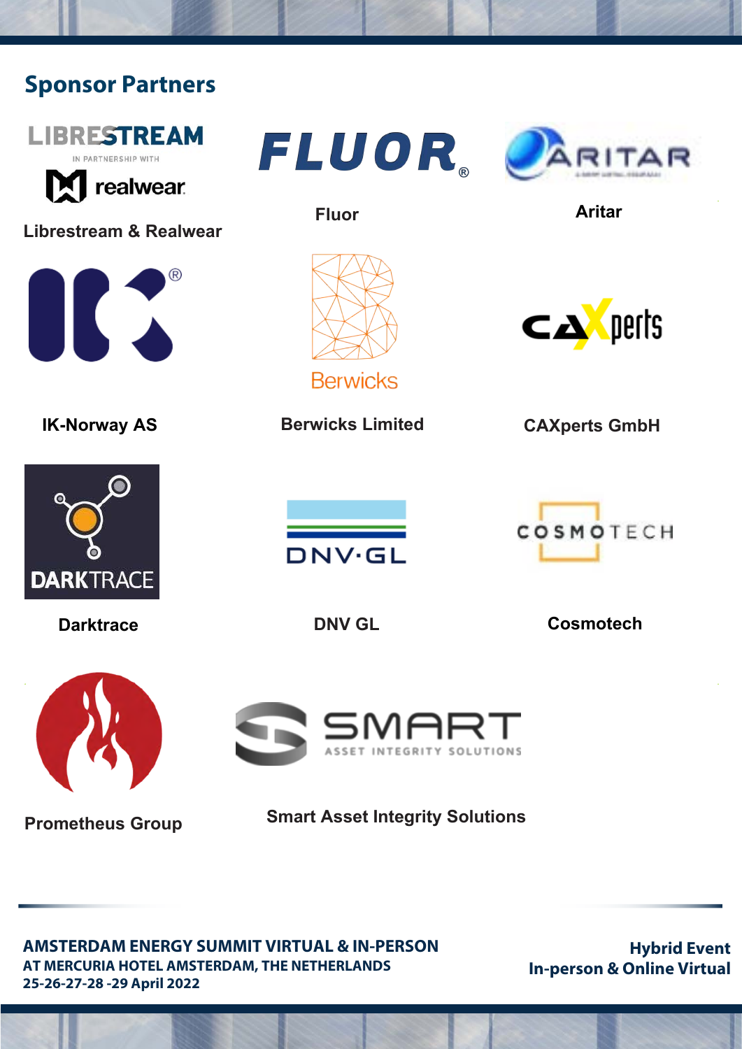## Sponsor Partners

Librestream & Realwear

Fluor

Aritar

IK-Norway AS

Berwicks Limited

CAXperts GmbH

Darktrace

DNV GL

Cosmotech

Prometheus Group

Smart Asset Integrity Solutions

**AMSTERDAM ENERGY SUMMIT VIRTUAL & IN-PERSON**
**AT MERCURIA HOTEL AMSTERDAM, THE NETHERLANDS**
**25-26-27-28 -29 April 2022**

**Hybrid Event**
**In-person & Online Virtual**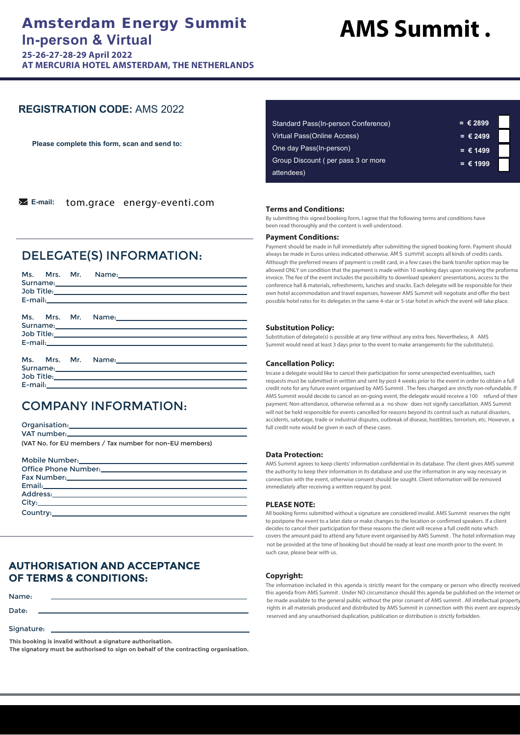# Amsterdam Energy Summit

## In-person & Virtual

**25-26-27-28-29 April 2022**
**AT MERCURIA HOTEL AMSTERDAM, THE NETHERLANDS**

# AMS Summit .

**REGISTRATION CODE:** AMS 2022

**Please complete this form, scan and send to:**

**E-mail:** tom.grace energy-eventi.com

| | |
|---|---|
| Standard Pass(In-person Conference) | = € 2899 |
| Virtual Pass(Online Access) | = € 2499 |
| One day Pass(In-person) | = € 1499 |
| Group Discount ( per pass 3 or more attendees) | = € 1999 |

## DELEGATE(S) INFORMATION:

Ms. Mrs. Mr. Name:
Surname:
Job Title:
E-mail:

Ms. Mrs. Mr. Name:
Surname:
Job Title:
E-mail:

Ms. Mrs. Mr. Name:
Surname:
Job Title:
E-mail:

## COMPANY INFORMATION:

Organisation:
VAT number:
(VAT No. for EU members / Tax number for non-EU members)

Mobile Number:
Office Phone Number:
Fax Number:
Email:
Address:
City:
Country:

## AUTHORISATION AND ACCEPTANCE OF TERMS & CONDITIONS:

Name:
Date:
Signature:

**This booking is invalid without a signature authorisation.**
**The signatory must be authorised to sign on behalf of the contracting organisation.**

### Terms and Conditions:

By submitting this signed booking form, I agree that the following terms and conditions have been read thoroughly and the content is well understood.

### Payment Conditions:

Payment should be made in full immediately after submitting the signed booking form. Payment should always be made in Euros unless indicated otherwise. AM S summit accepts all kinds of credits cards. Although the preferred means of payment is credit card, in a few cases the bank transfer option may be allowed ONLY on condition that the payment is made within 10 working days upon receiving the proforma invoice. The fee of the event includes the possibility to download speakers' presentations, access to the conference hall & materials, refreshments, lunches and snacks. Each delegate will be responsible for their own hotel accommodation and travel expenses, however AMS Summit will negotiate and offer the best possible hotel rates for its delegates in the same 4-star or 5-star hotel in which the event will take place.

### Substitution Policy:

Substitution of delegate(s) is possible at any time without any extra fees. Nevertheless, A AMS Summit would need at least 3 days prior to the event to make arrangements for the substitute(s).

### Cancellation Policy:

Incase a delegate would like to cancel their participation for some unexpected eventualities, such requests must be submitted in written and sent by post 4 weeks prior to the event in order to obtain a full credit note for any future event organised by AMS Summit . The fees charged are strictly non-refundable. If AMS Summit would decide to cancel an on-going event, the delegate would receive a 100 refund of their payment. Non-attendance, otherwise referred as a no show does not signify cancellation. AMS Summit will not be held responsible for events cancelled for reasons beyond its control such as natural disasters, accidents, sabotage, trade or industrial disputes, outbreak of disease, hostilities, terrorism, etc. However, a full credit note would be given in each of these cases.

### Data Protection:

AMS Summit agrees to keep clients' information confidential in its database. The client gives AMS summit the authority to keep their information in its database and use the information in any way necessary in connection with the event, otherwise consent should be sought. Client information will be removed immediately after receiving a written request by post.

### PLEASE NOTE:

All booking forms submitted without a signature are considered invalid. AMS Summit reserves the right to postpone the event to a later date or make changes to the location or confirmed speakers. If a client decides to cancel their participation for these reasons the client will receive a full credit note which covers the amount paid to attend any future event organised by AMS Summit . The hotel information may not be provided at the time of booking but should be ready at least one month prior to the event. In such case, please bear with us.

### Copyright:

The information included in this agenda is strictly meant for the company or person who directly received this agenda from AMS Summit . Under NO circumstance should this agenda be published on the internet or be made available to the general public without the prior consent of AMS summit . All intellectual property rights in all materials produced and distributed by AMS Summit in connection with this event are expressly reserved and any unauthorised duplication, publication or distribution is strictly forbidden.